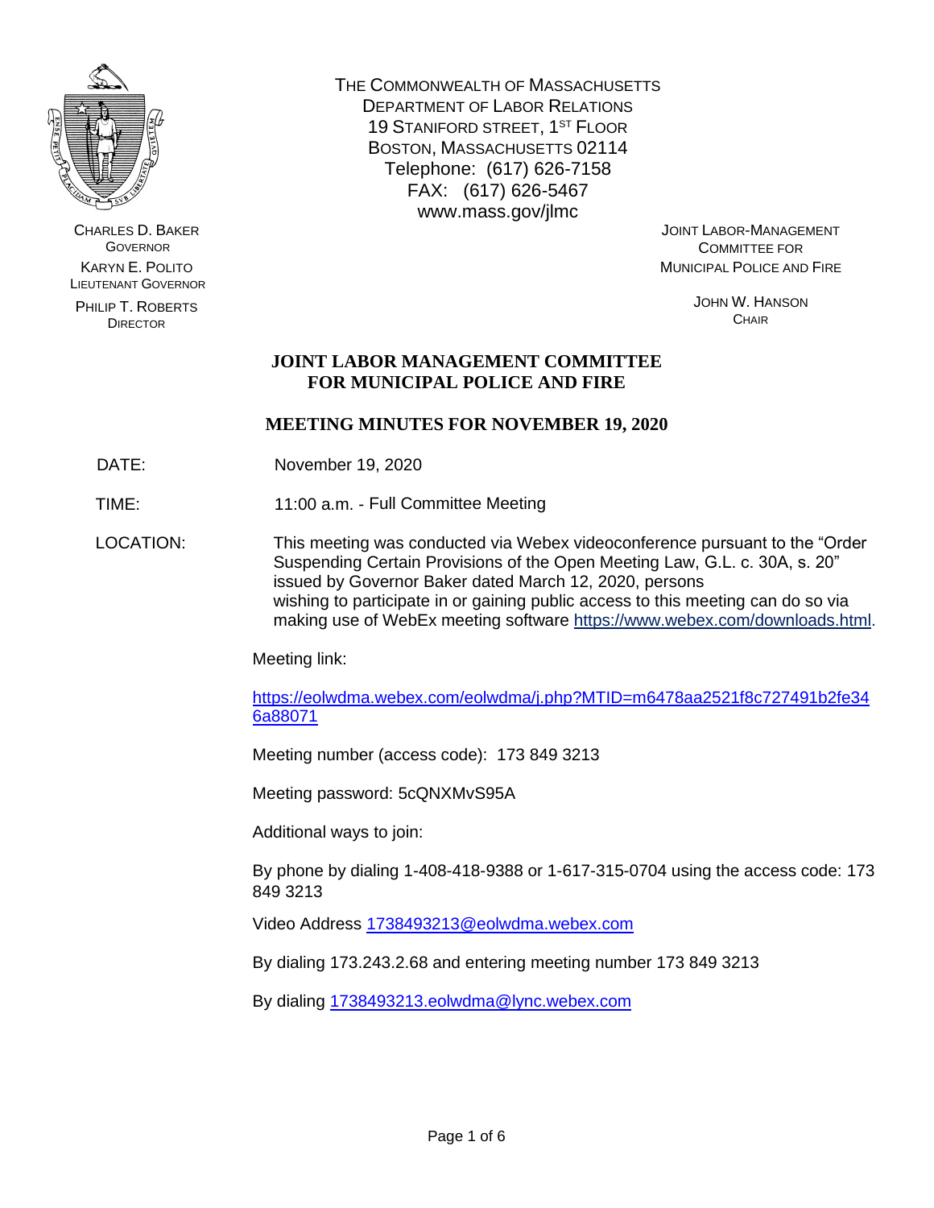CHARLES D. BAKER
GOVERNOR

KARYN E. POLITO
LIEUTENANT GOVERNOR

PHILIP T. ROBERTS
DIRECTOR

THE COMMONWEALTH OF MASSACHUSETTS
DEPARTMENT OF LABOR RELATIONS
19 STANIFORD STREET, 1ST FLOOR
BOSTON, MASSACHUSETTS 02114
Telephone: (617) 626-7158
FAX: (617) 626-5467
www.mass.gov/jlmc

JOINT LABOR-MANAGEMENT
COMMITTEE FOR
MUNICIPAL POLICE AND FIRE

JOHN W. HANSON
CHAIR

# JOINT LABOR MANAGEMENT COMMITTEE FOR MUNICIPAL POLICE AND FIRE

## MEETING MINUTES FOR NOVEMBER 19, 2020

DATE: November 19, 2020

TIME: 11:00 a.m. - Full Committee Meeting

LOCATION: This meeting was conducted via Webex videoconference pursuant to the "Order Suspending Certain Provisions of the Open Meeting Law, G.L. c. 30A, s. 20" issued by Governor Baker dated March 12, 2020, persons wishing to participate in or gaining public access to this meeting can do so via making use of WebEx meeting software https://www.webex.com/downloads.html.

Meeting link:

https://eolwdma.webex.com/eolwdma/j.php?MTID=m6478aa2521f8c727491b2fe346a88071

Meeting number (access code): 173 849 3213

Meeting password: 5cQNXMvS95A

Additional ways to join:

By phone by dialing 1-408-418-9388 or 1-617-315-0704 using the access code: 173 849 3213

Video Address 1738493213@eolwdma.webex.com

By dialing 173.243.2.68 and entering meeting number 173 849 3213

By dialing 1738493213.eolwdma@lync.webex.com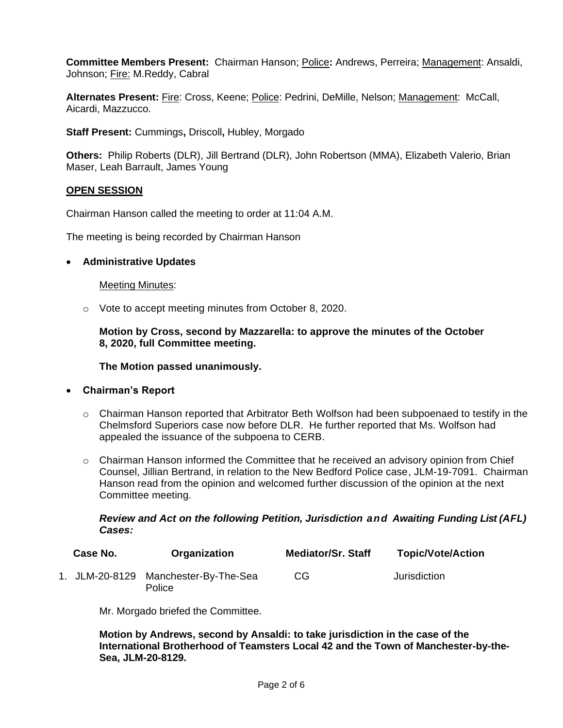**Committee Members Present:** Chairman Hanson; Police**:** Andrews, Perreira; Management: Ansaldi, Johnson; Fire: M.Reddy, Cabral

**Alternates Present:** Fire: Cross, Keene; Police: Pedrini, DeMille, Nelson; Management: McCall, Aicardi, Mazzucco.

**Staff Present:** Cummings**,** Driscoll**,** Hubley, Morgado

**Others:** Philip Roberts (DLR), Jill Bertrand (DLR), John Robertson (MMA), Elizabeth Valerio, Brian Maser, Leah Barrault, James Young

## OPEN SESSION

Chairman Hanson called the meeting to order at 11:04 A.M.

The meeting is being recorded by Chairman Hanson

- **Administrative Updates**

  Meeting Minutes:

  - Vote to accept meeting minutes from October 8, 2020.

  **Motion by Cross, second by Mazzarella: to approve the minutes of the October 8, 2020, full Committee meeting.**

  **The Motion passed unanimously.**

- **Chairman's Report**

  - Chairman Hanson reported that Arbitrator Beth Wolfson had been subpoenaed to testify in the Chelmsford Superiors case now before DLR. He further reported that Ms. Wolfson had appealed the issuance of the subpoena to CERB.
  - Chairman Hanson informed the Committee that he received an advisory opinion from Chief Counsel, Jillian Bertrand, in relation to the New Bedford Police case, JLM-19-7091. Chairman Hanson read from the opinion and welcomed further discussion of the opinion at the next Committee meeting.

  ***Review and Act on the following Petition, Jurisdiction and Awaiting Funding List (AFL) Cases:***

| | Case No. | Organization | Mediator/Sr. Staff | Topic/Vote/Action |
|---|---|---|---|---|
| 1. | JLM-20-8129 | Manchester-By-The-Sea Police | CG | Jurisdiction |

Mr. Morgado briefed the Committee.

**Motion by Andrews, second by Ansaldi: to take jurisdiction in the case of the International Brotherhood of Teamsters Local 42 and the Town of Manchester-by-the-Sea, JLM-20-8129.**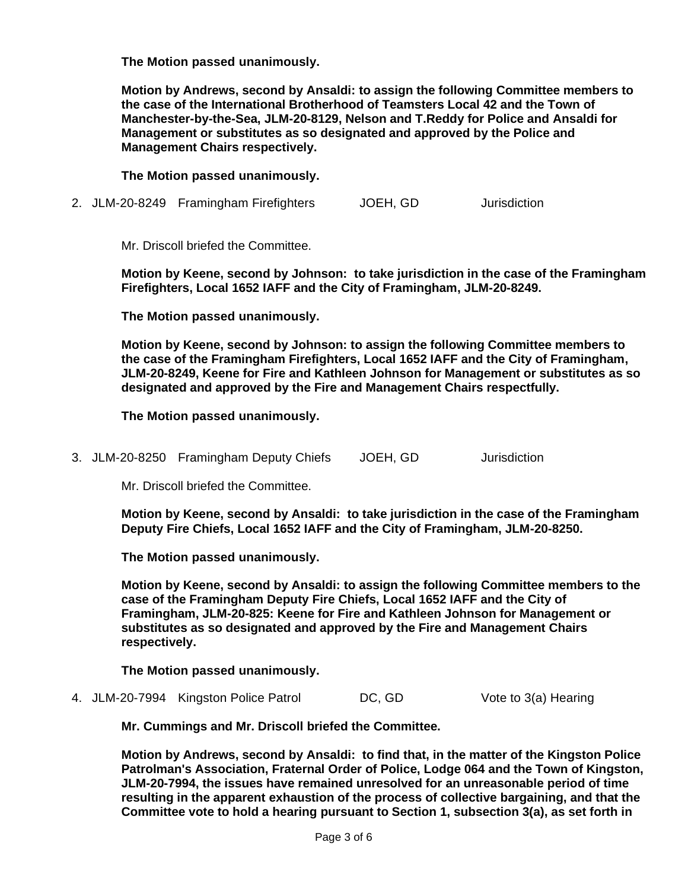**The Motion passed unanimously.**

**Motion by Andrews, second by Ansaldi: to assign the following Committee members to the case of the International Brotherhood of Teamsters Local 42 and the Town of Manchester-by-the-Sea, JLM-20-8129, Nelson and T.Reddy for Police and Ansaldi for Management or substitutes as so designated and approved by the Police and Management Chairs respectively.**

**The Motion passed unanimously.**

2. JLM-20-8249 Framingham Firefighters JOEH, GD Jurisdiction

Mr. Driscoll briefed the Committee.

**Motion by Keene, second by Johnson: to take jurisdiction in the case of the Framingham Firefighters, Local 1652 IAFF and the City of Framingham, JLM-20-8249.**

**The Motion passed unanimously.**

**Motion by Keene, second by Johnson: to assign the following Committee members to the case of the Framingham Firefighters, Local 1652 IAFF and the City of Framingham, JLM-20-8249, Keene for Fire and Kathleen Johnson for Management or substitutes as so designated and approved by the Fire and Management Chairs respectfully.**

**The Motion passed unanimously.**

3. JLM-20-8250 Framingham Deputy Chiefs JOEH, GD Jurisdiction

Mr. Driscoll briefed the Committee.

**Motion by Keene, second by Ansaldi: to take jurisdiction in the case of the Framingham Deputy Fire Chiefs, Local 1652 IAFF and the City of Framingham, JLM-20-8250.**

**The Motion passed unanimously.**

**Motion by Keene, second by Ansaldi: to assign the following Committee members to the case of the Framingham Deputy Fire Chiefs, Local 1652 IAFF and the City of Framingham, JLM-20-825: Keene for Fire and Kathleen Johnson for Management or substitutes as so designated and approved by the Fire and Management Chairs respectively.**

**The Motion passed unanimously.**

4. JLM-20-7994 Kingston Police Patrol DC, GD Vote to 3(a) Hearing

**Mr. Cummings and Mr. Driscoll briefed the Committee.**

**Motion by Andrews, second by Ansaldi: to find that, in the matter of the Kingston Police Patrolman's Association, Fraternal Order of Police, Lodge 064 and the Town of Kingston, JLM-20-7994, the issues have remained unresolved for an unreasonable period of time resulting in the apparent exhaustion of the process of collective bargaining, and that the Committee vote to hold a hearing pursuant to Section 1, subsection 3(a), as set forth in**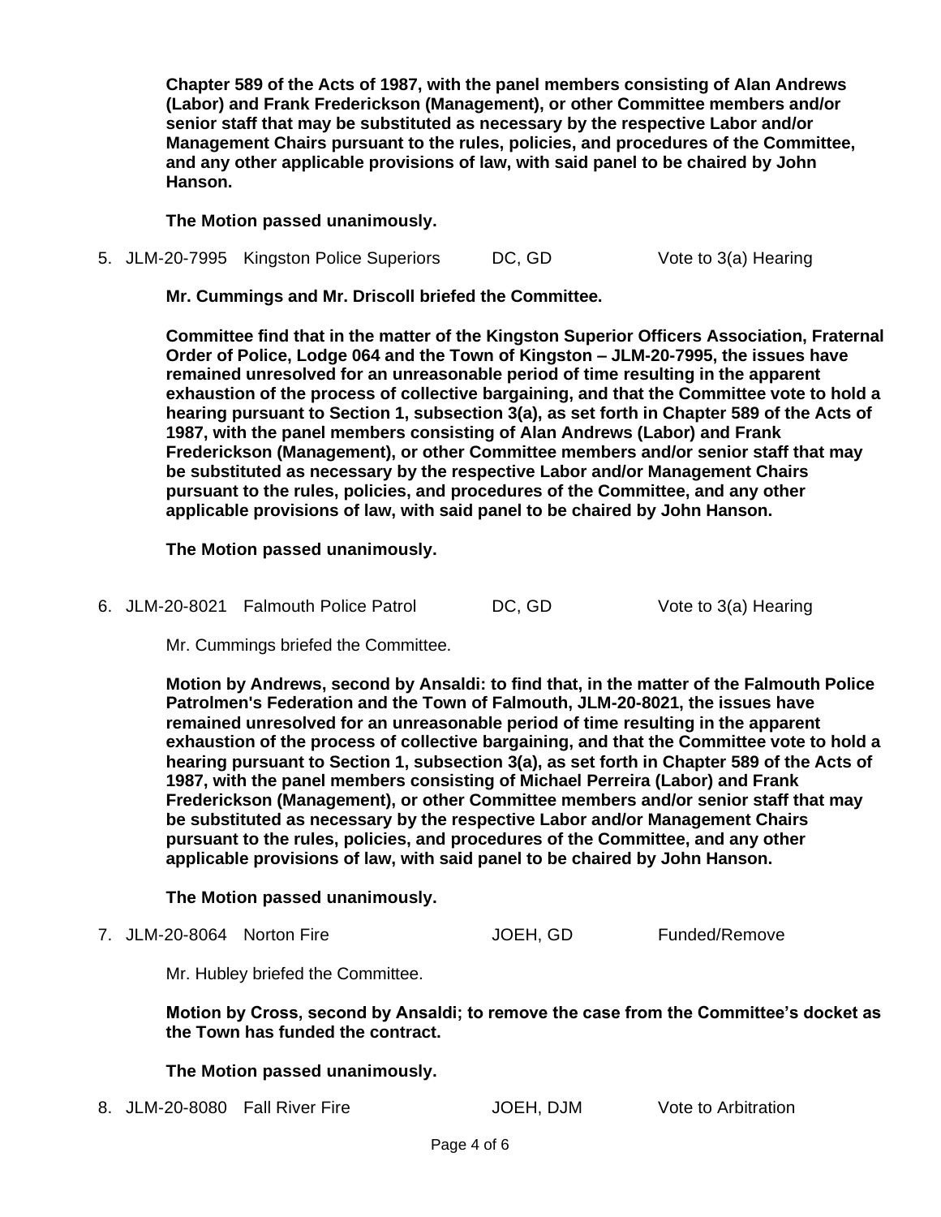**Chapter 589 of the Acts of 1987, with the panel members consisting of Alan Andrews (Labor) and Frank Frederickson (Management), or other Committee members and/or senior staff that may be substituted as necessary by the respective Labor and/or Management Chairs pursuant to the rules, policies, and procedures of the Committee, and any other applicable provisions of law, with said panel to be chaired by John Hanson.**

**The Motion passed unanimously.**

5. JLM-20-7995 Kingston Police Superiors DC, GD Vote to 3(a) Hearing

**Mr. Cummings and Mr. Driscoll briefed the Committee.**

**Committee find that in the matter of the Kingston Superior Officers Association, Fraternal Order of Police, Lodge 064 and the Town of Kingston – JLM-20-7995, the issues have remained unresolved for an unreasonable period of time resulting in the apparent exhaustion of the process of collective bargaining, and that the Committee vote to hold a hearing pursuant to Section 1, subsection 3(a), as set forth in Chapter 589 of the Acts of 1987, with the panel members consisting of Alan Andrews (Labor) and Frank Frederickson (Management), or other Committee members and/or senior staff that may be substituted as necessary by the respective Labor and/or Management Chairs pursuant to the rules, policies, and procedures of the Committee, and any other applicable provisions of law, with said panel to be chaired by John Hanson.**

**The Motion passed unanimously.**

6. JLM-20-8021 Falmouth Police Patrol DC, GD Vote to 3(a) Hearing

Mr. Cummings briefed the Committee.

**Motion by Andrews, second by Ansaldi: to find that, in the matter of the Falmouth Police Patrolmen's Federation and the Town of Falmouth, JLM-20-8021, the issues have remained unresolved for an unreasonable period of time resulting in the apparent exhaustion of the process of collective bargaining, and that the Committee vote to hold a hearing pursuant to Section 1, subsection 3(a), as set forth in Chapter 589 of the Acts of 1987, with the panel members consisting of Michael Perreira (Labor) and Frank Frederickson (Management), or other Committee members and/or senior staff that may be substituted as necessary by the respective Labor and/or Management Chairs pursuant to the rules, policies, and procedures of the Committee, and any other applicable provisions of law, with said panel to be chaired by John Hanson.**

**The Motion passed unanimously.**

7. JLM-20-8064 Norton Fire JOEH, GD Funded/Remove

Mr. Hubley briefed the Committee.

**Motion by Cross, second by Ansaldi; to remove the case from the Committee's docket as the Town has funded the contract.**

**The Motion passed unanimously.**

8. JLM-20-8080 Fall River Fire JOEH, DJM Vote to Arbitration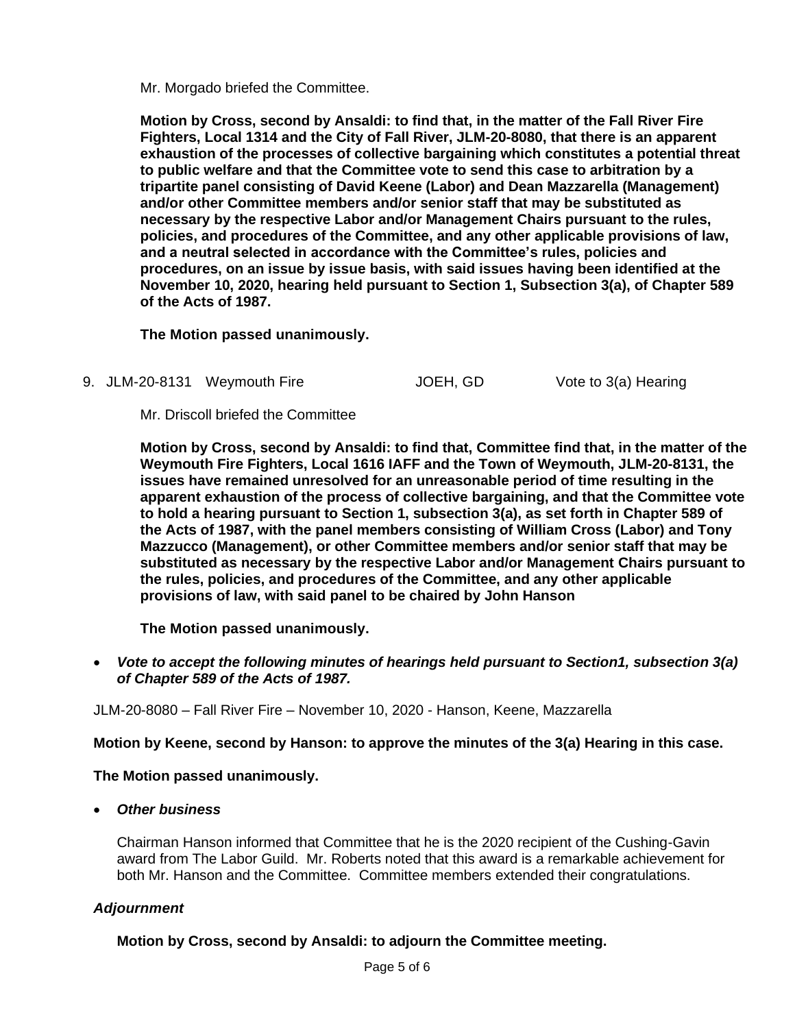Mr. Morgado briefed the Committee.

**Motion by Cross, second by Ansaldi: to find that, in the matter of the Fall River Fire Fighters, Local 1314 and the City of Fall River, JLM-20-8080, that there is an apparent exhaustion of the processes of collective bargaining which constitutes a potential threat to public welfare and that the Committee vote to send this case to arbitration by a tripartite panel consisting of David Keene (Labor) and Dean Mazzarella (Management) and/or other Committee members and/or senior staff that may be substituted as necessary by the respective Labor and/or Management Chairs pursuant to the rules, policies, and procedures of the Committee, and any other applicable provisions of law, and a neutral selected in accordance with the Committee's rules, policies and procedures, on an issue by issue basis, with said issues having been identified at the November 10, 2020, hearing held pursuant to Section 1, Subsection 3(a), of Chapter 589 of the Acts of 1987.**

**The Motion passed unanimously.**

9. JLM-20-8131 Weymouth Fire JOEH, GD Vote to 3(a) Hearing

Mr. Driscoll briefed the Committee

**Motion by Cross, second by Ansaldi: to find that, Committee find that, in the matter of the Weymouth Fire Fighters, Local 1616 IAFF and the Town of Weymouth, JLM-20-8131, the issues have remained unresolved for an unreasonable period of time resulting in the apparent exhaustion of the process of collective bargaining, and that the Committee vote to hold a hearing pursuant to Section 1, subsection 3(a), as set forth in Chapter 589 of the Acts of 1987, with the panel members consisting of William Cross (Labor) and Tony Mazzucco (Management), or other Committee members and/or senior staff that may be substituted as necessary by the respective Labor and/or Management Chairs pursuant to the rules, policies, and procedures of the Committee, and any other applicable provisions of law, with said panel to be chaired by John Hanson**

**The Motion passed unanimously.**

- ***Vote to accept the following minutes of hearings held pursuant to Section1, subsection 3(a) of Chapter 589 of the Acts of 1987.***

JLM-20-8080 – Fall River Fire – November 10, 2020 - Hanson, Keene, Mazzarella

**Motion by Keene, second by Hanson: to approve the minutes of the 3(a) Hearing in this case.**

**The Motion passed unanimously.**

- ***Other business***

Chairman Hanson informed that Committee that he is the 2020 recipient of the Cushing-Gavin award from The Labor Guild. Mr. Roberts noted that this award is a remarkable achievement for both Mr. Hanson and the Committee. Committee members extended their congratulations.

### *Adjournment*

**Motion by Cross, second by Ansaldi: to adjourn the Committee meeting.**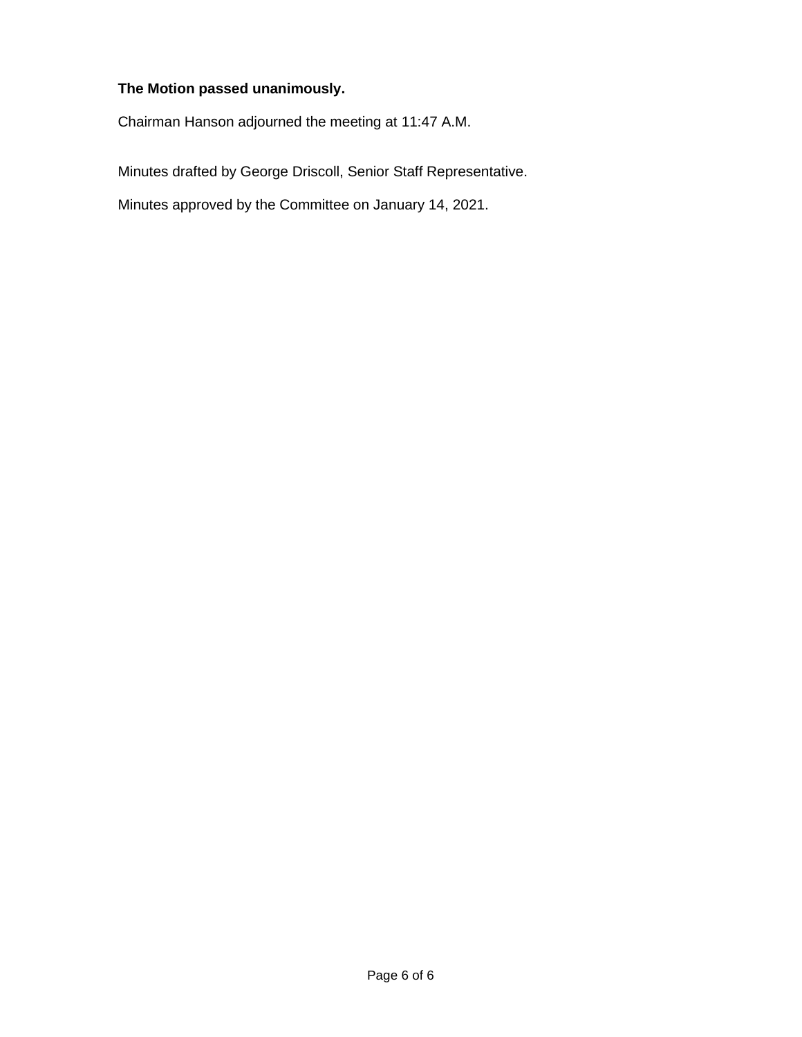**The Motion passed unanimously.**

Chairman Hanson adjourned the meeting at 11:47 A.M.

Minutes drafted by George Driscoll, Senior Staff Representative.

Minutes approved by the Committee on January 14, 2021.